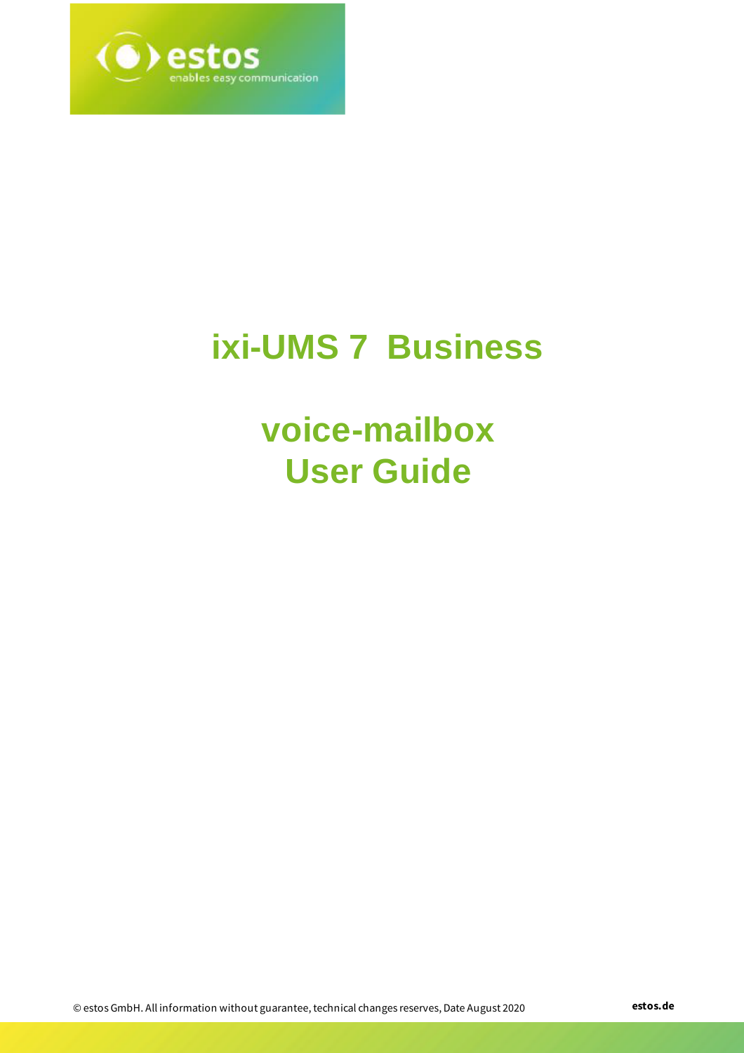# ixi-UMS 7 Business

# voice-mailbox User Guide

© estos GmbH. All information without guarantee, technical changes reserves, Date August 2020

estos.de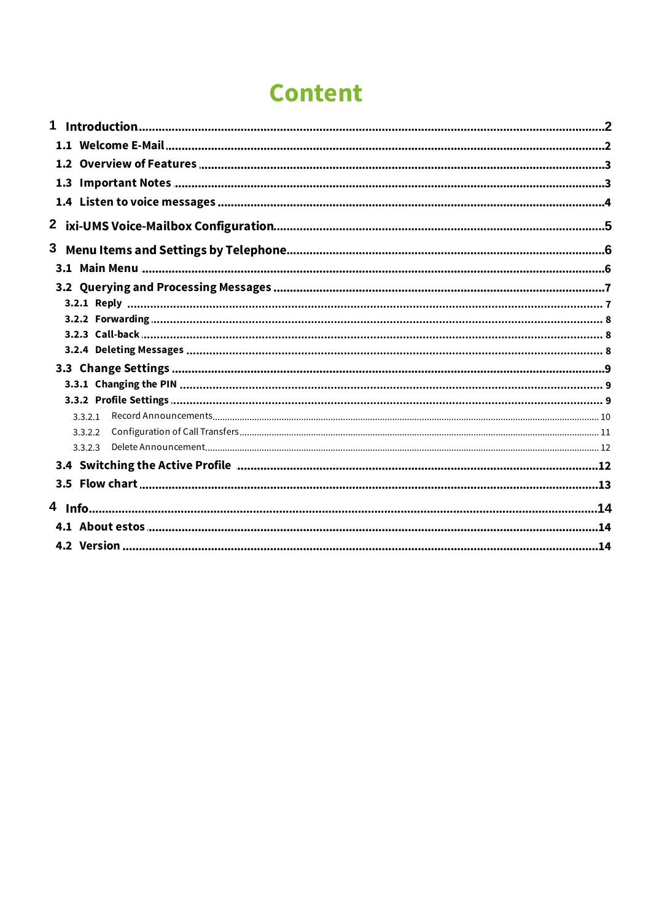# Content

1 Introduction ........ 2
- 1.1 Welcome E-Mail ........ 2
- 1.2 Overview of Features ........ 3
- 1.3 Important Notes ........ 3
- 1.4 Listen to voice messages ........ 4

2 ixi-UMS Voice-Mailbox Configuration ........ 5

3 Menu Items and Settings by Telephone ........ 6
- 3.1 Main Menu ........ 6
- 3.2 Querying and Processing Messages ........ 7
  - 3.2.1 Reply ........ 7
  - 3.2.2 Forwarding ........ 8
  - 3.2.3 Call-back ........ 8
  - 3.2.4 Deleting Messages ........ 8
- 3.3 Change Settings ........ 9
  - 3.3.1 Changing the PIN ........ 9
  - 3.3.2 Profile Settings ........ 9
    - 3.3.2.1 Record Announcements ........ 10
    - 3.3.2.2 Configuration of Call Transfers ........ 11
    - 3.3.2.3 Delete Announcement ........ 12
- 3.4 Switching the Active Profile ........ 12
- 3.5 Flow chart ........ 13

4 Info ........ 14
- 4.1 About estos ........ 14
- 4.2 Version ........ 14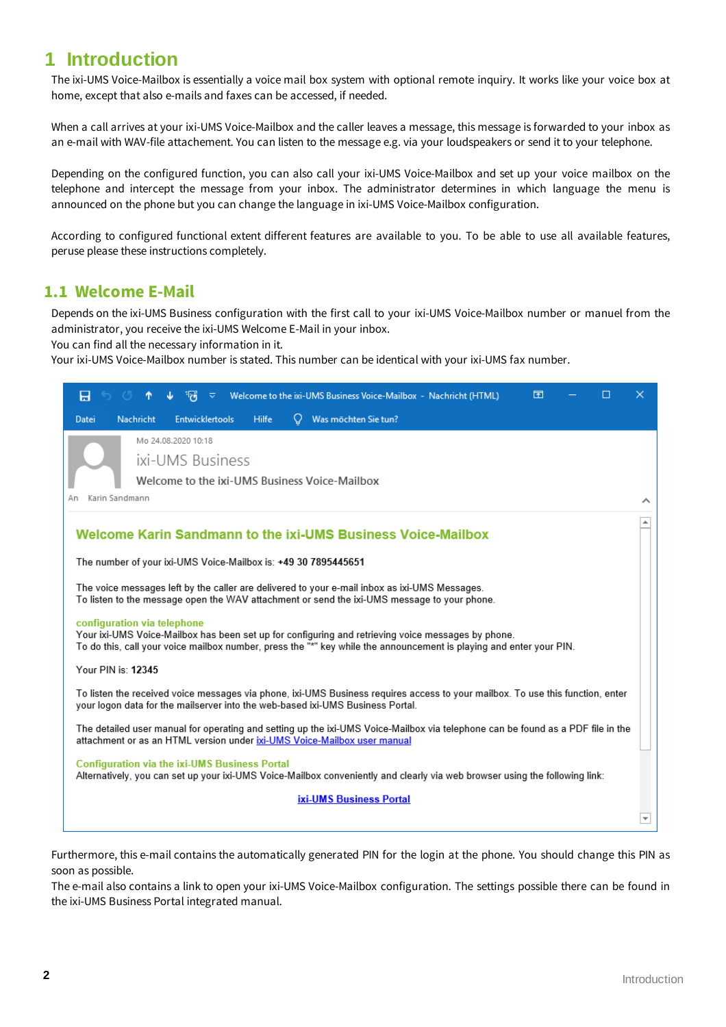# 1 Introduction

The ixi-UMS Voice-Mailbox is essentially a voice mail box system with optional remote inquiry. It works like your voice box at home, except that also e-mails and faxes can be accessed, if needed.

When a call arrives at your ixi-UMS Voice-Mailbox and the caller leaves a message, this message is forwarded to your inbox as an e-mail with WAV-file attachement. You can listen to the message e.g. via your loudspeakers or send it to your telephone.

Depending on the configured function, you can also call your ixi-UMS Voice-Mailbox and set up your voice mailbox on the telephone and intercept the message from your inbox. The administrator determines in which language the menu is announced on the phone but you can change the language in ixi-UMS Voice-Mailbox configuration.

According to configured functional extent different features are available to you. To be able to use all available features, peruse please these instructions completely.

## 1.1 Welcome E-Mail

Depends on the ixi-UMS Business configuration with the first call to your ixi-UMS Voice-Mailbox number or manuel from the administrator, you receive the ixi-UMS Welcome E-Mail in your inbox.
You can find all the necessary information in it.
Your ixi-UMS Voice-Mailbox number is stated. This number can be identical with your ixi-UMS fax number.

Welcome to the ixi-UMS Business Voice-Mailbox - Nachricht (HTML)

Datei Nachricht Entwicklertools Hilfe Was möchten Sie tun?

Mo 24.08.2020 10:18

ixi-UMS Business

Welcome to the ixi-UMS Business Voice-Mailbox

An Karin Sandmann

**Welcome Karin Sandmann to the ixi-UMS Business Voice-Mailbox**

The number of your ixi-UMS Voice-Mailbox is: **+49 30 7895445651**

The voice messages left by the caller are delivered to your e-mail inbox as ixi-UMS Messages.
To listen to the message open the WAV attachment or send the ixi-UMS message to your phone.

**configuration via telephone**
Your ixi-UMS Voice-Mailbox has been set up for configuring and retrieving voice messages by phone.
To do this, call your voice mailbox number, press the "*" key while the announcement is playing and enter your PIN.

Your PIN is: **12345**

To listen the received voice messages via phone, ixi-UMS Business requires access to your mailbox. To use this function, enter your logon data for the mailserver into the web-based ixi-UMS Business Portal.

The detailed user manual for operating and setting up the ixi-UMS Voice-Mailbox via telephone can be found as a PDF file in the attachment or as an HTML version under ixi-UMS Voice-Mailbox user manual

**Configuration via the ixi-UMS Business Portal**
Alternatively, you can set up your ixi-UMS Voice-Mailbox conveniently and clearly via web browser using the following link:

ixi-UMS Business Portal

Furthermore, this e-mail contains the automatically generated PIN for the login at the phone. You should change this PIN as soon as possible.
The e-mail also contains a link to open your ixi-UMS Voice-Mailbox configuration. The settings possible there can be found in the ixi-UMS Business Portal integrated manual.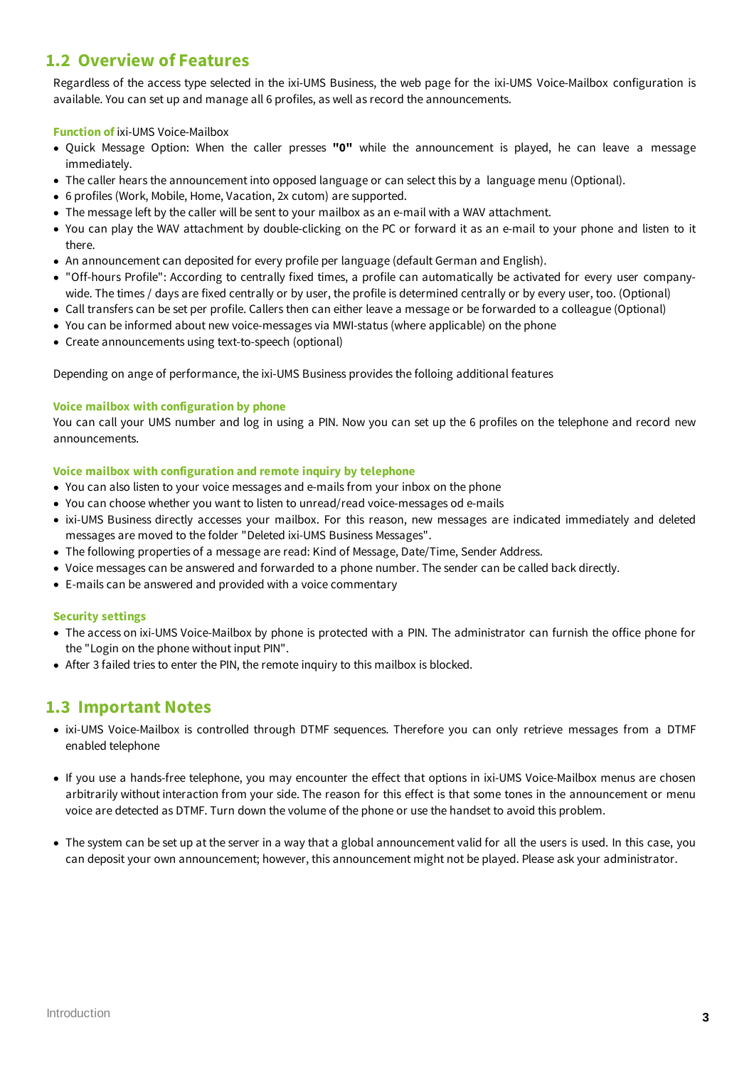## 1.2 Overview of Features

Regardless of the access type selected in the ixi-UMS Business, the web page for the ixi-UMS Voice-Mailbox configuration is available. You can set up and manage all 6 profiles, as well as record the announcements.

**Function of** ixi-UMS Voice-Mailbox

- Quick Message Option: When the caller presses **"0"** while the announcement is played, he can leave a message immediately.
- The caller hears the announcement into opposed language or can select this by a language menu (Optional).
- 6 profiles (Work, Mobile, Home, Vacation, 2x cutom) are supported.
- The message left by the caller will be sent to your mailbox as an e-mail with a WAV attachment.
- You can play the WAV attachment by double-clicking on the PC or forward it as an e-mail to your phone and listen to it there.
- An announcement can deposited for every profile per language (default German and English).
- "Off-hours Profile": According to centrally fixed times, a profile can automatically be activated for every user company-wide. The times / days are fixed centrally or by user, the profile is determined centrally or by every user, too. (Optional)
- Call transfers can be set per profile. Callers then can either leave a message or be forwarded to a colleague (Optional)
- You can be informed about new voice-messages via MWI-status (where applicable) on the phone
- Create announcements using text-to-speech (optional)

Depending on ange of performance, the ixi-UMS Business provides the folloing additional features

**Voice mailbox with configuration by phone**

You can call your UMS number and log in using a PIN. Now you can set up the 6 profiles on the telephone and record new announcements.

**Voice mailbox with configuration and remote inquiry by telephone**

- You can also listen to your voice messages and e-mails from your inbox on the phone
- You can choose whether you want to listen to unread/read voice-messages od e-mails
- ixi-UMS Business directly accesses your mailbox. For this reason, new messages are indicated immediately and deleted messages are moved to the folder "Deleted ixi-UMS Business Messages".
- The following properties of a message are read: Kind of Message, Date/Time, Sender Address.
- Voice messages can be answered and forwarded to a phone number. The sender can be called back directly.
- E-mails can be answered and provided with a voice commentary

**Security settings**

- The access on ixi-UMS Voice-Mailbox by phone is protected with a PIN. The administrator can furnish the office phone for the "Login on the phone without input PIN".
- After 3 failed tries to enter the PIN, the remote inquiry to this mailbox is blocked.

## 1.3 Important Notes

- ixi-UMS Voice-Mailbox is controlled through DTMF sequences. Therefore you can only retrieve messages from a DTMF enabled telephone
- If you use a hands-free telephone, you may encounter the effect that options in ixi-UMS Voice-Mailbox menus are chosen arbitrarily without interaction from your side. The reason for this effect is that some tones in the announcement or menu voice are detected as DTMF. Turn down the volume of the phone or use the handset to avoid this problem.
- The system can be set up at the server in a way that a global announcement valid for all the users is used. In this case, you can deposit your own announcement; however, this announcement might not be played. Please ask your administrator.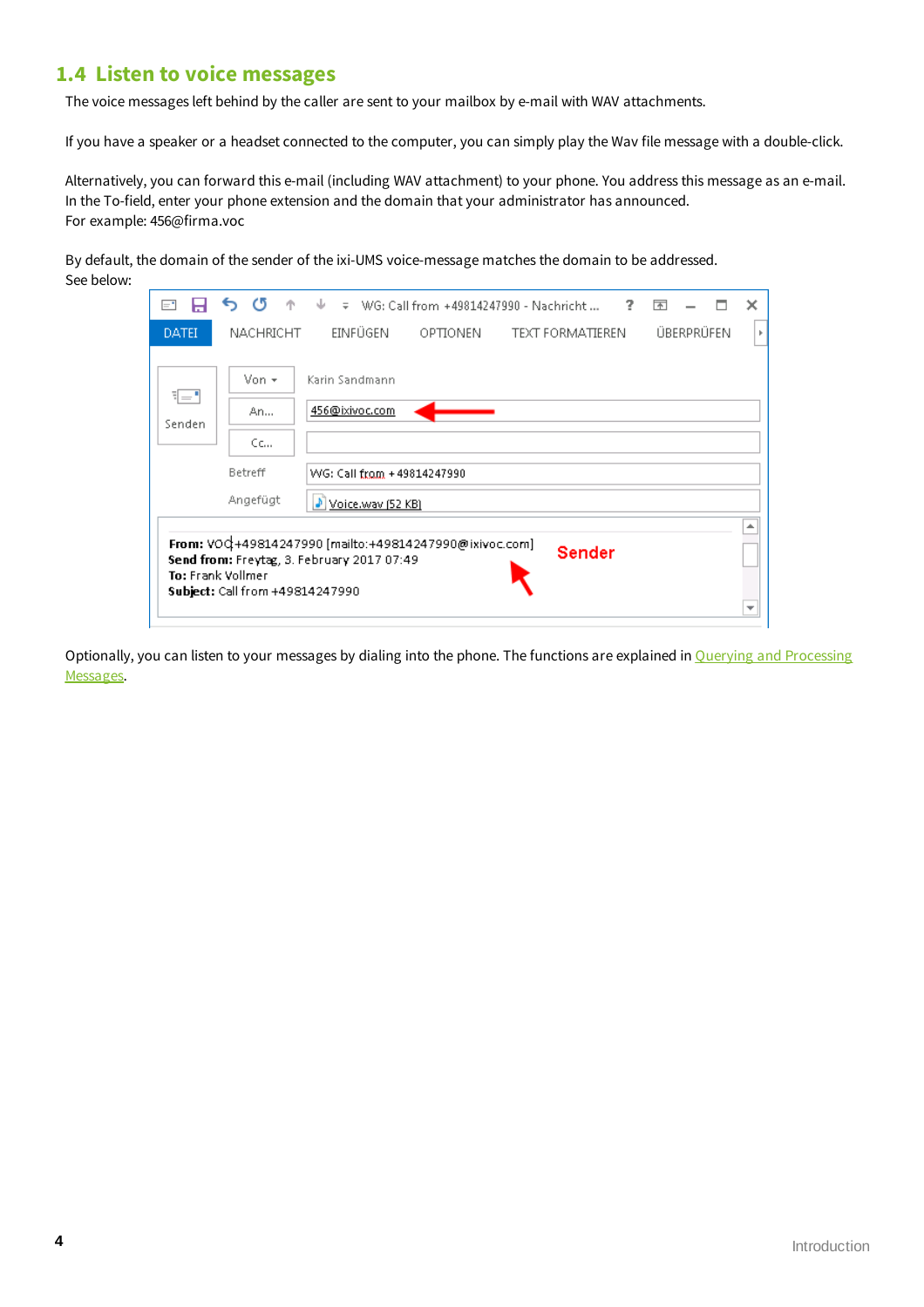## 1.4 Listen to voice messages

The voice messages left behind by the caller are sent to your mailbox by e-mail with WAV attachments.

If you have a speaker or a headset connected to the computer, you can simply play the Wav file message with a double-click.

Alternatively, you can forward this e-mail (including WAV attachment) to your phone. You address this message as an e-mail. In the To-field, enter your phone extension and the domain that your administrator has announced.
For example: 456@firma.voc

By default, the domain of the sender of the ixi-UMS voice-message matches the domain to be addressed.
See below:

Optionally, you can listen to your messages by dialing into the phone. The functions are explained in Querying and Processing Messages.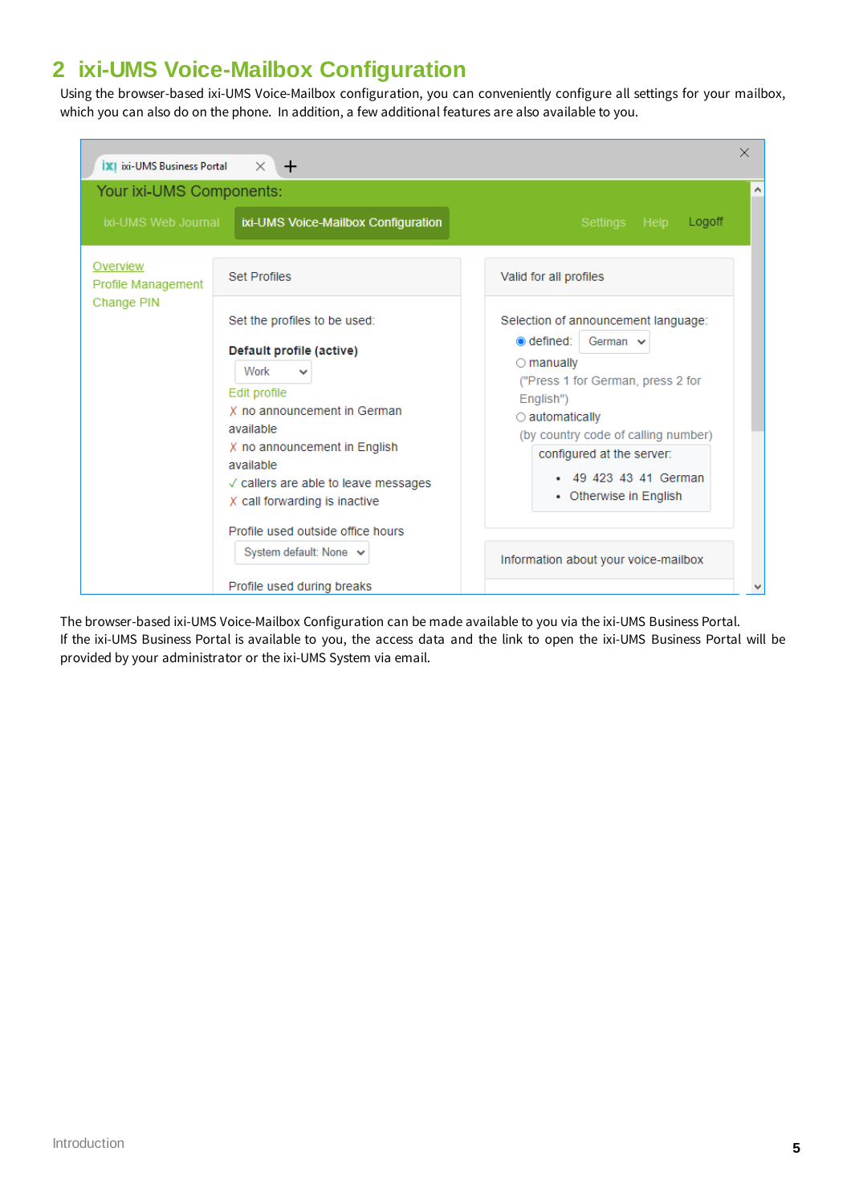# 2 ixi-UMS Voice-Mailbox Configuration

Using the browser-based ixi-UMS Voice-Mailbox configuration, you can conveniently configure all settings for your mailbox, which you can also do on the phone. In addition, a few additional features are also available to you.

The browser-based ixi-UMS Voice-Mailbox Configuration can be made available to you via the ixi-UMS Business Portal.
If the ixi-UMS Business Portal is available to you, the access data and the link to open the ixi-UMS Business Portal will be provided by your administrator or the ixi-UMS System via email.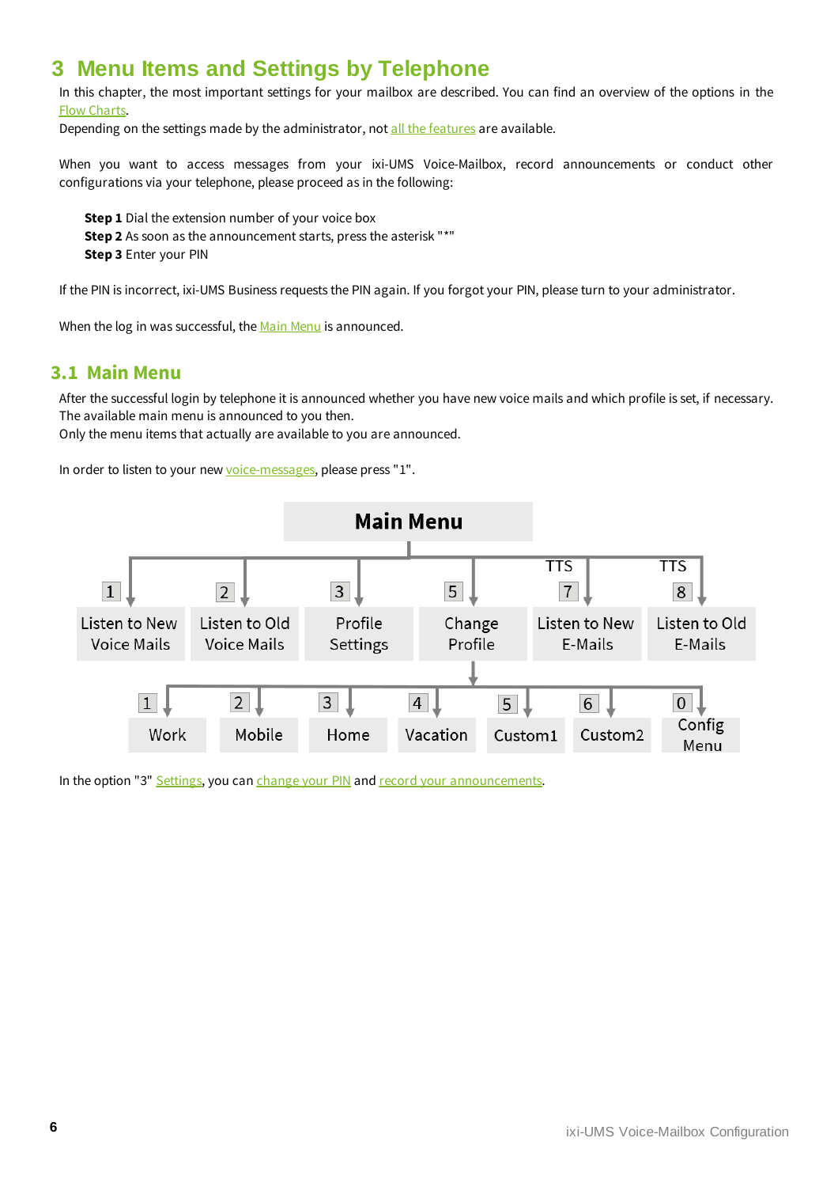# 3 Menu Items and Settings by Telephone

In this chapter, the most important settings for your mailbox are described. You can find an overview of the options in the Flow Charts.
Depending on the settings made by the administrator, not all the features are available.

When you want to access messages from your ixi-UMS Voice-Mailbox, record announcements or conduct other configurations via your telephone, please proceed as in the following:

**Step 1** Dial the extension number of your voice box
**Step 2** As soon as the announcement starts, press the asterisk "*"
**Step 3** Enter your PIN

If the PIN is incorrect, ixi-UMS Business requests the PIN again. If you forgot your PIN, please turn to your administrator.

When the log in was successful, the Main Menu is announced.

## 3.1 Main Menu

After the successful login by telephone it is announced whether you have new voice mails and which profile is set, if necessary.
The available main menu is announced to you then.
Only the menu items that actually are available to you are announced.

In order to listen to your new voice-messages, please press "1".

**Main Menu**

- 1 – Listen to New Voice Mails
- 2 – Listen to Old Voice Mails
- 3 – Profile Settings
- 5 – Change Profile
  - 1 – Work
  - 2 – Mobile
  - 3 – Home
  - 4 – Vacation
  - 5 – Custom1
  - 6 – Custom2
  - 0 – Config Menu
- 7 (TTS) – Listen to New E-Mails
- 8 (TTS) – Listen to Old E-Mails

In the option "3" Settings, you can change your PIN and record your announcements.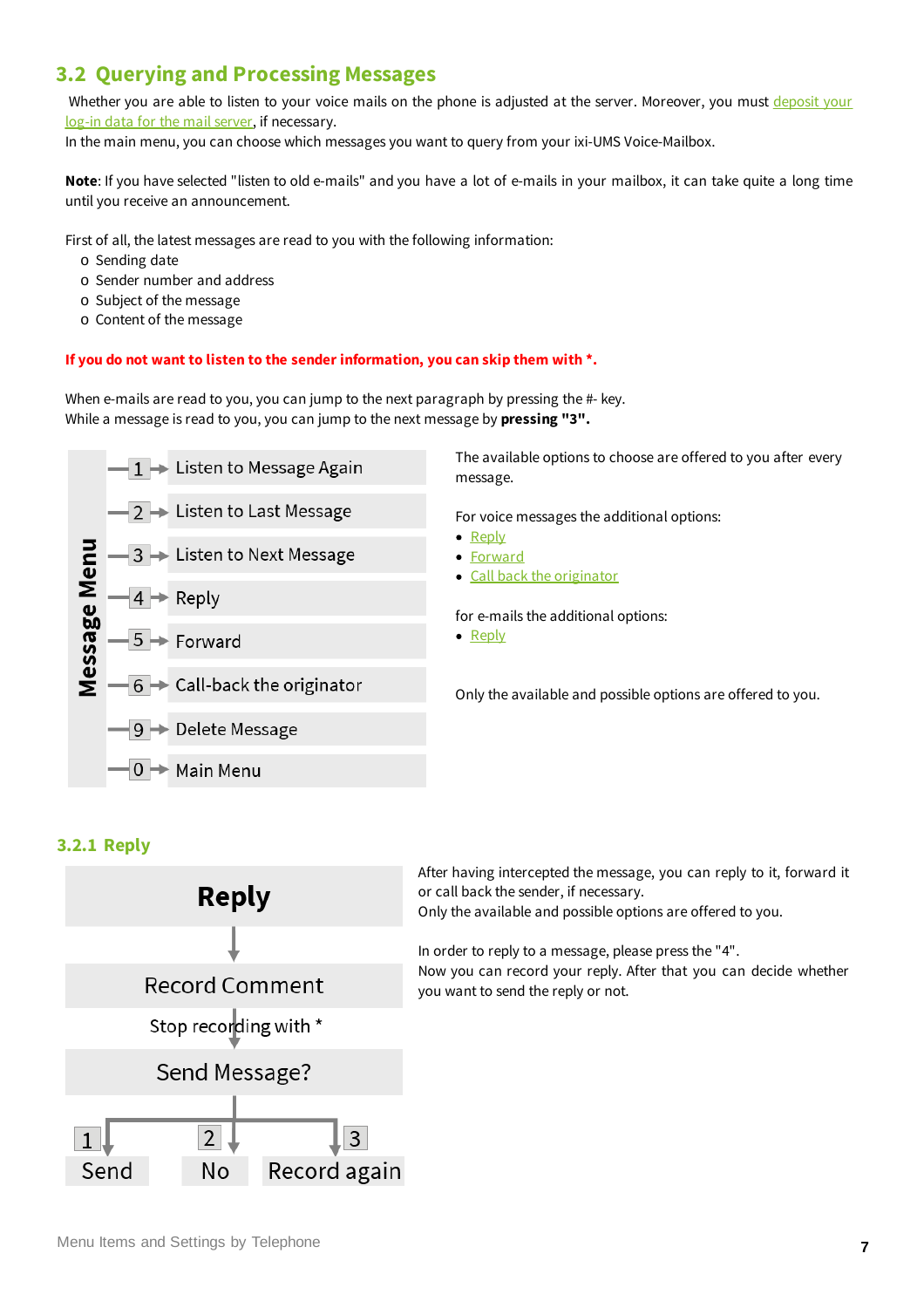## 3.2 Querying and Processing Messages

Whether you are able to listen to your voice mails on the phone is adjusted at the server. Moreover, you must deposit your log-in data for the mail server, if necessary.
In the main menu, you can choose which messages you want to query from your ixi-UMS Voice-Mailbox.

**Note**: If you have selected "listen to old e-mails" and you have a lot of e-mails in your mailbox, it can take quite a long time until you receive an announcement.

First of all, the latest messages are read to you with the following information:

- Sending date
- Sender number and address
- Subject of the message
- Content of the message

**If you do not want to listen to the sender information, you can skip them with *.**

When e-mails are read to you, you can jump to the next paragraph by pressing the #- key.
While a message is read to you, you can jump to the next message by **pressing "3".**

**Message Menu**

- 1 → Listen to Message Again
- 2 → Listen to Last Message
- 3 → Listen to Next Message
- 4 → Reply
- 5 → Forward
- 6 → Call-back the originator
- 9 → Delete Message
- 0 → Main Menu

The available options to choose are offered to you after every message.

For voice messages the additional options:

- Reply
- Forward
- Call back the originator

for e-mails the additional options:

- Reply

Only the available and possible options are offered to you.

### 3.2.1 Reply

**Reply**

↓

Record Comment

Stop recording with *

Send Message?

- 1 → Send
- 2 → No
- 3 → Record again

After having intercepted the message, you can reply to it, forward it or call back the sender, if necessary.
Only the available and possible options are offered to you.

In order to reply to a message, please press the "4".
Now you can record your reply. After that you can decide whether you want to send the reply or not.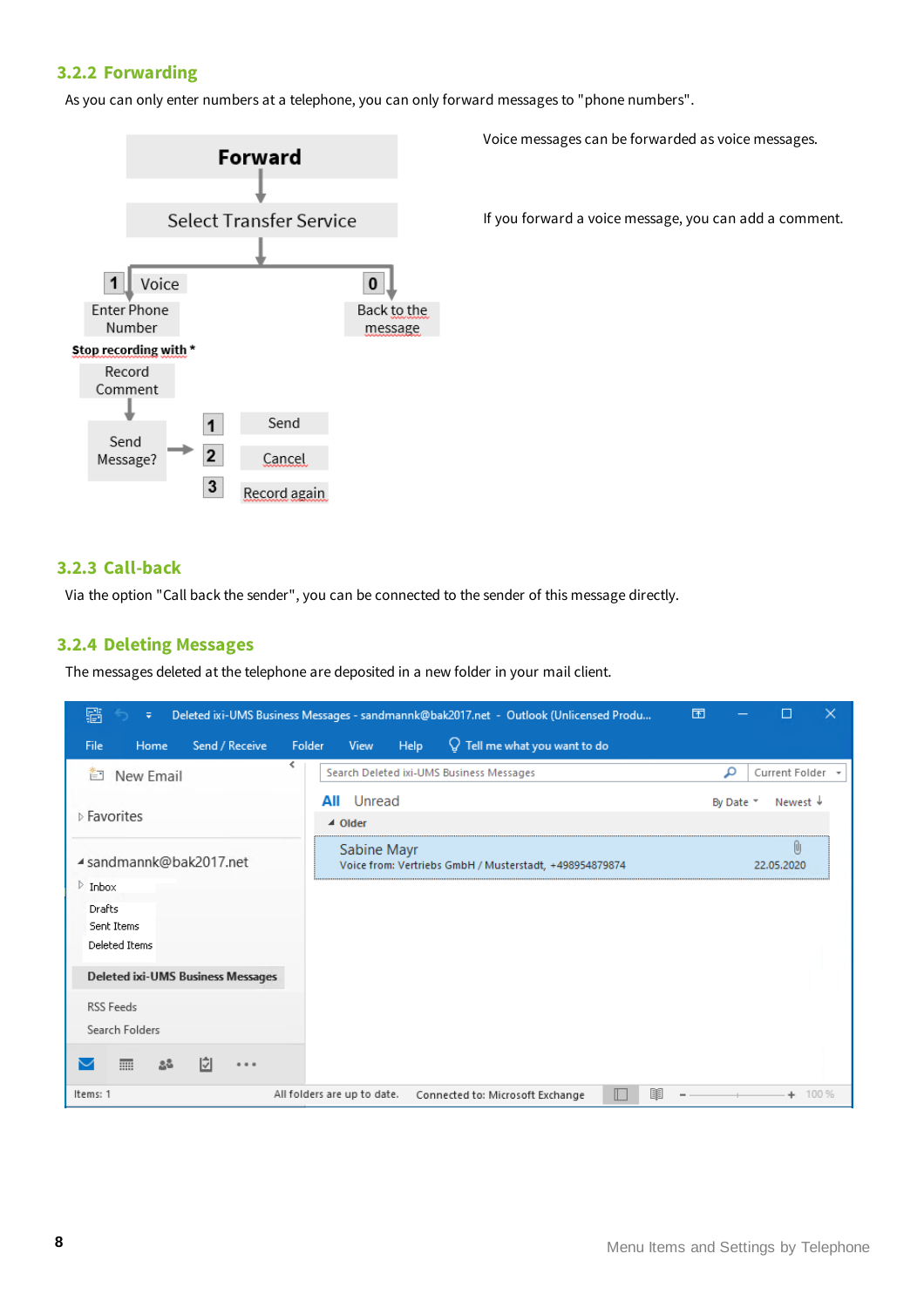### 3.2.2 Forwarding

As you can only enter numbers at a telephone, you can only forward messages to "phone numbers".

Forward

Select Transfer Service

1 Voice

Enter Phone Number

Stop recording with *

Record Comment

Send Message?

1 Send

2 Cancel

3 Record again

0 Back to the message

Voice messages can be forwarded as voice messages.

If you forward a voice message, you can add a comment.

### 3.2.3 Call-back

Via the option "Call back the sender", you can be connected to the sender of this message directly.

### 3.2.4 Deleting Messages

The messages deleted at the telephone are deposited in a new folder in your mail client.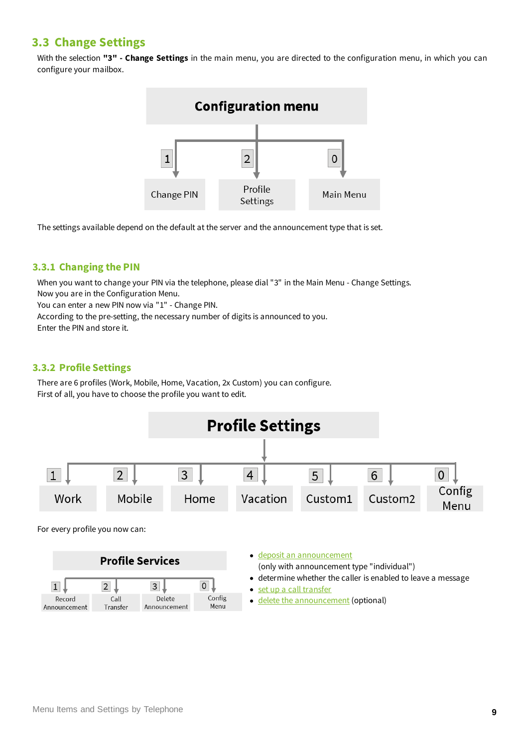## 3.3 Change Settings

With the selection **"3" - Change Settings** in the main menu, you are directed to the configuration menu, in which you can configure your mailbox.

**Configuration menu**

- 1 → Change PIN
- 2 → Profile Settings
- 0 → Main Menu

The settings available depend on the default at the server and the announcement type that is set.

### 3.3.1 Changing the PIN

When you want to change your PIN via the telephone, please dial "3" in the Main Menu - Change Settings.
Now you are in the Configuration Menu.
You can enter a new PIN now via "1" - Change PIN.
According to the pre-setting, the necessary number of digits is announced to you.
Enter the PIN and store it.

### 3.3.2 Profile Settings

There are 6 profiles (Work, Mobile, Home, Vacation, 2x Custom) you can configure.
First of all, you have to choose the profile you want to edit.

**Profile Settings**

- 1 → Work
- 2 → Mobile
- 3 → Home
- 4 → Vacation
- 5 → Custom1
- 6 → Custom2
- 0 → Config Menu

For every profile you now can:

**Profile Services**

- 1 → Record Announcement
- 2 → Call Transfer
- 3 → Delete Announcement
- 0 → Config Menu

- deposit an announcement
  (only with announcement type "individual")
- determine whether the caller is enabled to leave a message
- set up a call transfer
- delete the announcement (optional)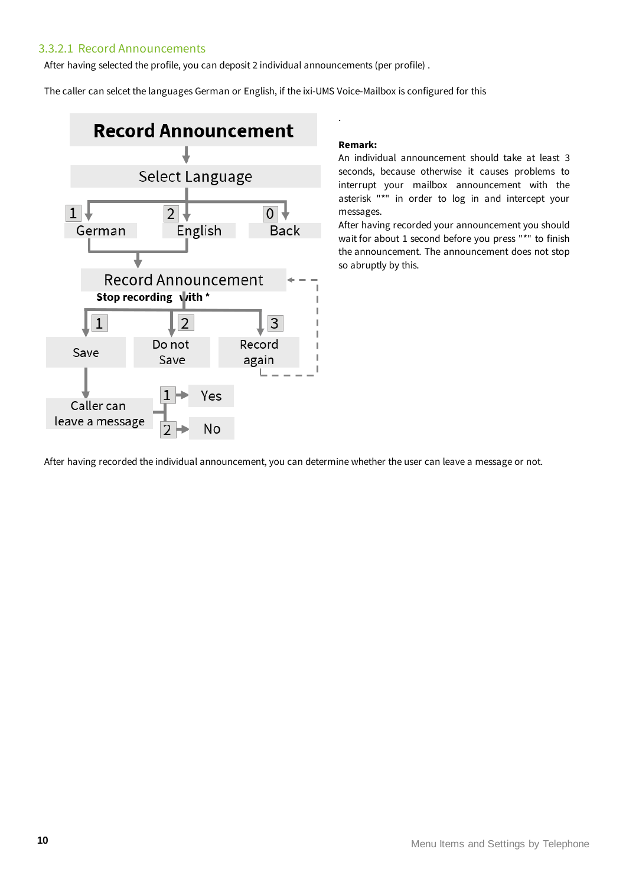### 3.3.2.1 Record Announcements

After having selected the profile, you can deposit 2 individual announcements (per profile) .

The caller can selcet the languages German or English, if the ixi-UMS Voice-Mailbox is configured for this

**Record Announcement**

Select Language

1 German | 2 English | 0 Back

Record Announcement
**Stop recording with ***

1 Save | 2 Do not Save | 3 Record again

Caller can leave a message: 1 Yes | 2 No

.

**Remark:**
An individual announcement should take at least 3 seconds, because otherwise it causes problems to interrupt your mailbox announcement with the asterisk "*" in order to log in and intercept your messages.
After having recorded your announcement you should wait for about 1 second before you press "*" to finish the announcement. The announcement does not stop so abruptly by this.

After having recorded the individual announcement, you can determine whether the user can leave a message or not.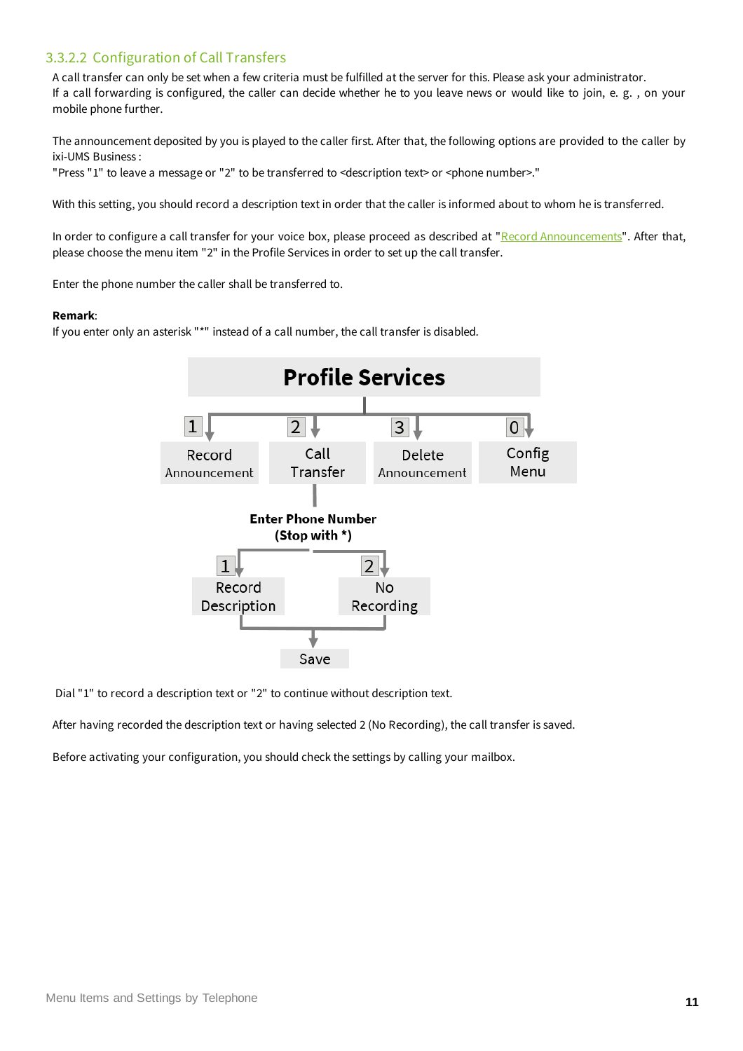### 3.3.2.2 Configuration of Call Transfers

A call transfer can only be set when a few criteria must be fulfilled at the server for this. Please ask your administrator.
If a call forwarding is configured, the caller can decide whether he to you leave news or would like to join, e. g. , on your mobile phone further.

The announcement deposited by you is played to the caller first. After that, the following options are provided to the caller by ixi-UMS Business :
"Press "1" to leave a message or "2" to be transferred to <description text> or <phone number>."

With this setting, you should record a description text in order that the caller is informed about to whom he is transferred.

In order to configure a call transfer for your voice box, please proceed as described at "Record Announcements". After that, please choose the menu item "2" in the Profile Services in order to set up the call transfer.

Enter the phone number the caller shall be transferred to.

**Remark**:
If you enter only an asterisk "*" instead of a call number, the call transfer is disabled.

**Profile Services**

- 1 Record Announcement
- 2 Call Transfer
  - **Enter Phone Number (Stop with *)**
    - 1 Record Description
    - 2 No Recording
    - Save
- 3 Delete Announcement
- 0 Config Menu

Dial "1" to record a description text or "2" to continue without description text.

After having recorded the description text or having selected 2 (No Recording), the call transfer is saved.

Before activating your configuration, you should check the settings by calling your mailbox.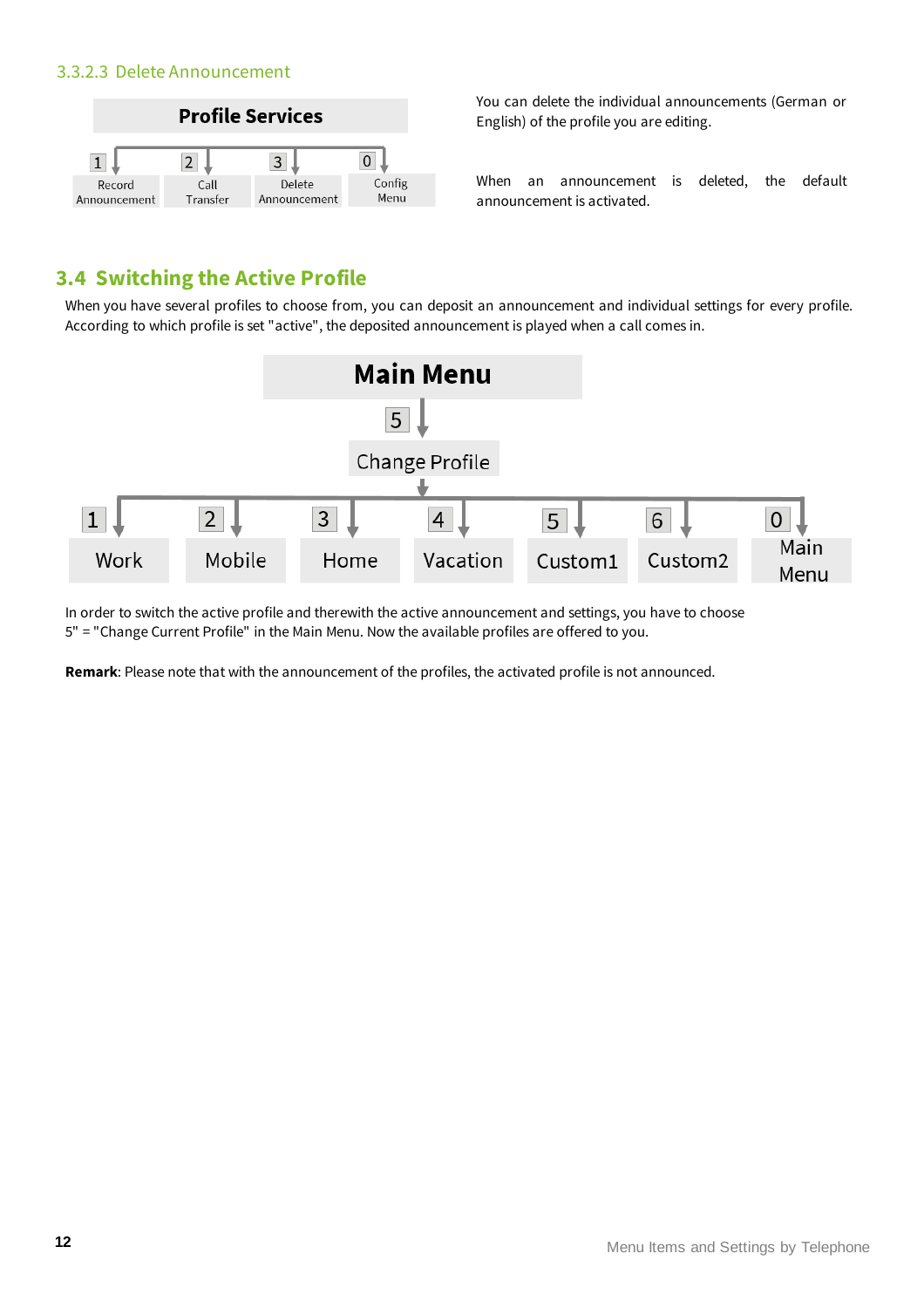### 3.3.2.3 Delete Announcement

**Profile Services**

- 1 Record Announcement
- 2 Call Transfer
- 3 Delete Announcement
- 0 Config Menu

You can delete the individual announcements (German or English) of the profile you are editing.

When an announcement is deleted, the default announcement is activated.

## 3.4 Switching the Active Profile

When you have several profiles to choose from, you can deposit an announcement and individual settings for every profile. According to which profile is set "active", the deposited announcement is played when a call comes in.

**Main Menu**

5 → Change Profile

- 1 Work
- 2 Mobile
- 3 Home
- 4 Vacation
- 5 Custom1
- 6 Custom2
- 0 Main Menu

In order to switch the active profile and therewith the active announcement and settings, you have to choose 5" = "Change Current Profile" in the Main Menu. Now the available profiles are offered to you.

**Remark**: Please note that with the announcement of the profiles, the activated profile is not announced.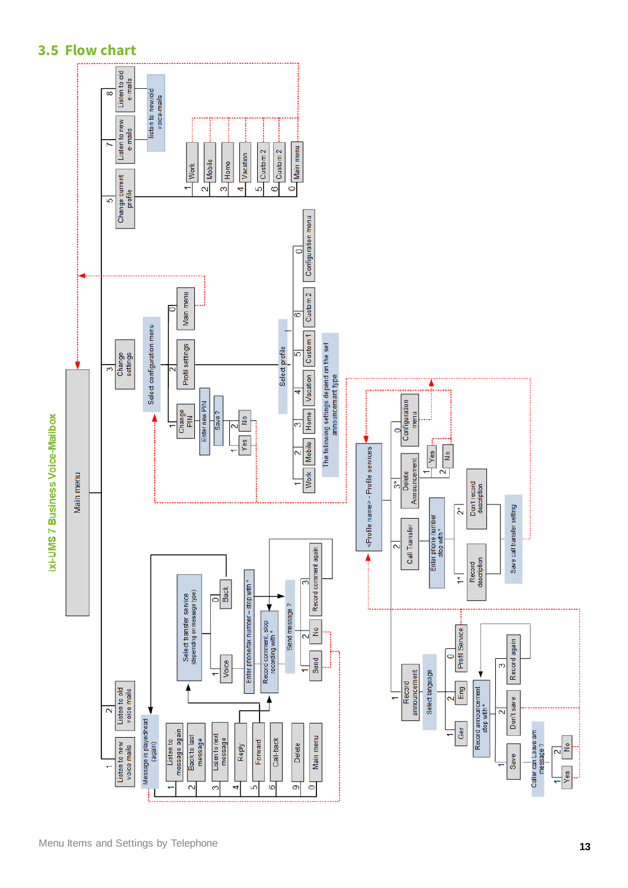## 3.5 Flow chart

ixi-UMS 7 Business Voice-Mailbox

Main menu

- 1 Listen to new voice mails
- 2 Listen to old voice mails
  - Message is played/read (again)
    - 1 Listen to message again
    - 2 Back to last message
    - 3 Listen to next message
    - 4 Reply
    - 5 Forward
    - 6 Call-back
    - 9 Delete
    - 0 Main menu
  - Select transfer service (depending on message type)
    - 1 Voice
    - 0 Back
  - Enter phone/fax number – stop with *
  - Record comment, stop recording with *
  - Send message ?
    - 1 Send
    - 2 No
    - 3 Record comment again
- 3 Change settings
  - Select configuration menu
    - 1 Change PIN
      - Enter new PIN
      - Save ?
        - 1 Yes
        - 2 No
    - 2 Profil settings
      - Select profile
        - 1 Work
        - 2 Mobile
        - 3 Home
        - 4 Vacation
        - 5 Custom 1
        - 6 Custom 2
        - 0 Configuration menu
      - The following settings depend on the set announcement type
      - <Profile name> - Profile services
        - 1 Record announcement
          - Select language
            - 1 Ger
            - 2 Eng
            - 0 Profil Service
          - Record announcement stop with *
            - 1 Save
              - Caller can Leave am message ?
                - 1 Yes
                - 2 No
            - 2 Don't save
            - 3 Record again
        - 2 Call Transfer
          - Enter phone number stop with *
            - 1* Record description
            - 2* Don't record description
          - Save call transfer setting
        - 3* Delete Announcement
          - 1 Yes
          - 2 No
        - 0 Configuration menu
    - 0 Main menu
- 5 Change current profile
  - 1 Work
  - 2 Mobile
  - 3 Home
  - 4 Vacation
  - 5 Custom 2
  - 6 Custom 2
  - 0 Main menu
- 7 Listen to new e-mails
- 8 Listen to old e-mails
  - listen to new/old voice-mails

Menu Items and Settings by Telephone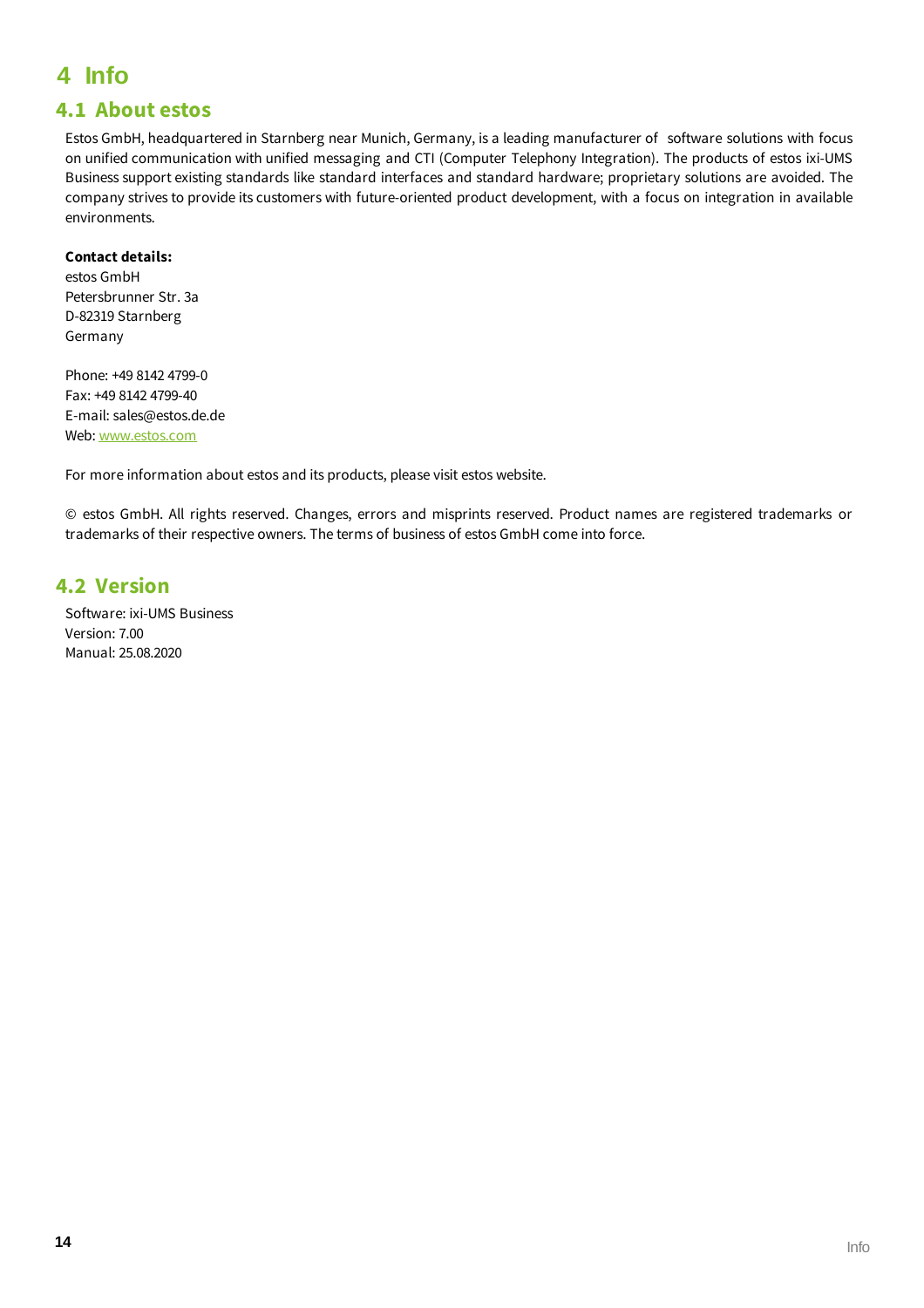# 4 Info

## 4.1 About estos

Estos GmbH, headquartered in Starnberg near Munich, Germany, is a leading manufacturer of software solutions with focus on unified communication with unified messaging and CTI (Computer Telephony Integration). The products of estos ixi-UMS Business support existing standards like standard interfaces and standard hardware; proprietary solutions are avoided. The company strives to provide its customers with future-oriented product development, with a focus on integration in available environments.

**Contact details:**
estos GmbH
Petersbrunner Str. 3a
D-82319 Starnberg
Germany

Phone: +49 8142 4799-0
Fax: +49 8142 4799-40
E-mail: sales@estos.de.de
Web: www.estos.com

For more information about estos and its products, please visit estos website.

© estos GmbH. All rights reserved. Changes, errors and misprints reserved. Product names are registered trademarks or trademarks of their respective owners. The terms of business of estos GmbH come into force.

## 4.2 Version

Software: ixi-UMS Business
Version: 7.00
Manual: 25.08.2020